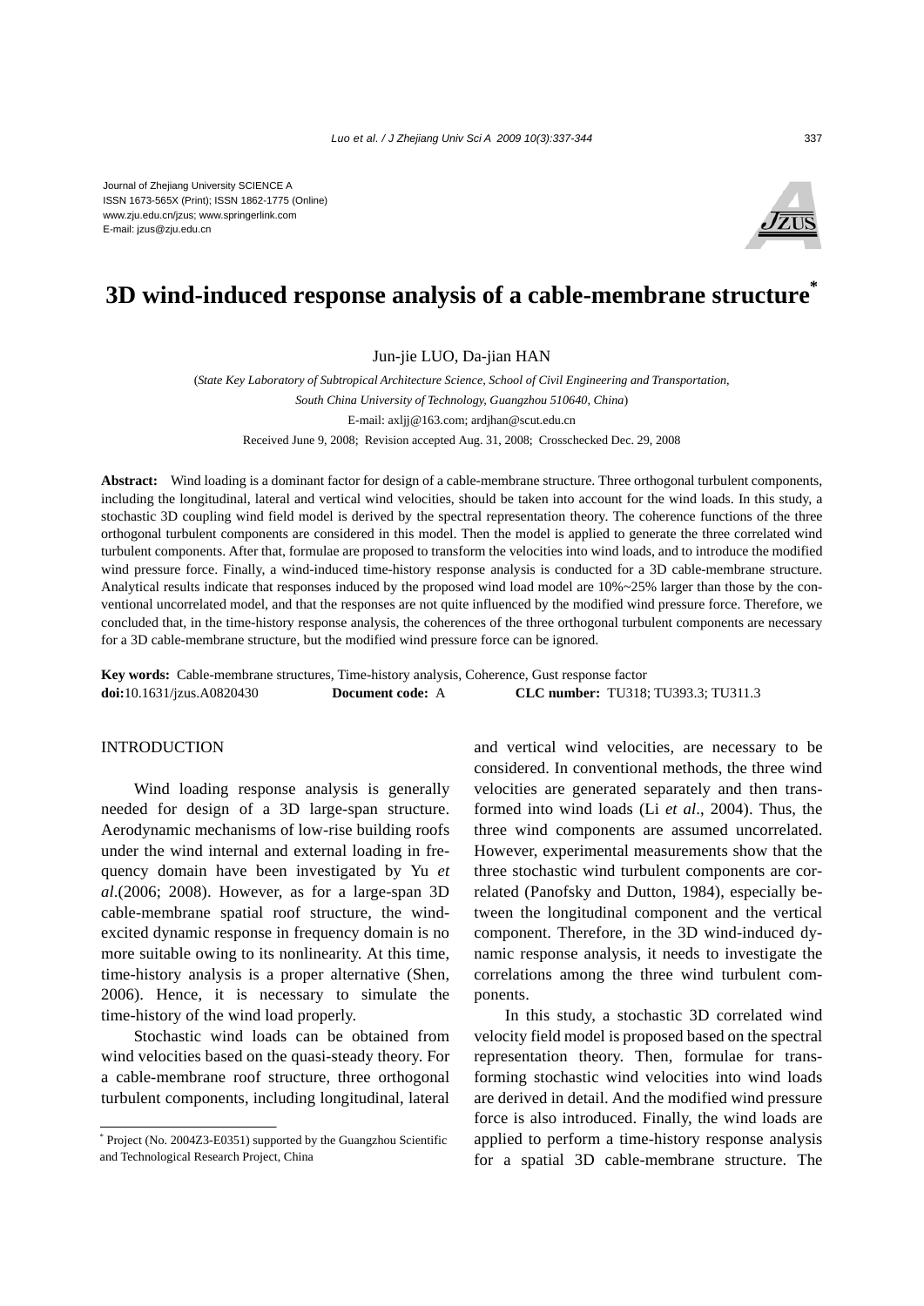Journal of Zhejiang University SCIENCE A
ISSN 1673-565X (Print); ISSN 1862-1775 (Online)
www.zju.edu.cn/jzus; www.springerlink.com
E-mail: jzus@zju.edu.cn

# 3D wind-induced response analysis of a cable-membrane structure*

Jun-jie LUO, Da-jian HAN

(*State Key Laboratory of Subtropical Architecture Science, School of Civil Engineering and Transportation, South China University of Technology, Guangzhou 510640, China*)

E-mail: axljj@163.com; ardjhan@scut.edu.cn

Received June 9, 2008; Revision accepted Aug. 31, 2008; Crosschecked Dec. 29, 2008

**Abstract:** Wind loading is a dominant factor for design of a cable-membrane structure. Three orthogonal turbulent components, including the longitudinal, lateral and vertical wind velocities, should be taken into account for the wind loads. In this study, a stochastic 3D coupling wind field model is derived by the spectral representation theory. The coherence functions of the three orthogonal turbulent components are considered in this model. Then the model is applied to generate the three correlated wind turbulent components. After that, formulae are proposed to transform the velocities into wind loads, and to introduce the modified wind pressure force. Finally, a wind-induced time-history response analysis is conducted for a 3D cable-membrane structure. Analytical results indicate that responses induced by the proposed wind load model are 10%~25% larger than those by the conventional uncorrelated model, and that the responses are not quite influenced by the modified wind pressure force. Therefore, we concluded that, in the time-history response analysis, the coherences of the three orthogonal turbulent components are necessary for a 3D cable-membrane structure, but the modified wind pressure force can be ignored.

**Key words:** Cable-membrane structures, Time-history analysis, Coherence, Gust response factor
**doi:**10.1631/jzus.A0820430 **Document code:** A **CLC number:** TU318; TU393.3; TU311.3

## INTRODUCTION

Wind loading response analysis is generally needed for design of a 3D large-span structure. Aerodynamic mechanisms of low-rise building roofs under the wind internal and external loading in frequency domain have been investigated by Yu *et al*.(2006; 2008). However, as for a large-span 3D cable-membrane spatial roof structure, the wind-excited dynamic response in frequency domain is no more suitable owing to its nonlinearity. At this time, time-history analysis is a proper alternative (Shen, 2006). Hence, it is necessary to simulate the time-history of the wind load properly.

Stochastic wind loads can be obtained from wind velocities based on the quasi-steady theory. For a cable-membrane roof structure, three orthogonal turbulent components, including longitudinal, lateral and vertical wind velocities, are necessary to be considered. In conventional methods, the three wind velocities are generated separately and then transformed into wind loads (Li *et al*., 2004). Thus, the three wind components are assumed uncorrelated. However, experimental measurements show that the three stochastic wind turbulent components are correlated (Panofsky and Dutton, 1984), especially between the longitudinal component and the vertical component. Therefore, in the 3D wind-induced dynamic response analysis, it needs to investigate the correlations among the three wind turbulent components.

In this study, a stochastic 3D correlated wind velocity field model is proposed based on the spectral representation theory. Then, formulae for transforming stochastic wind velocities into wind loads are derived in detail. And the modified wind pressure force is also introduced. Finally, the wind loads are applied to perform a time-history response analysis for a spatial 3D cable-membrane structure. The

* Project (No. 2004Z3-E0351) supported by the Guangzhou Scientific and Technological Research Project, China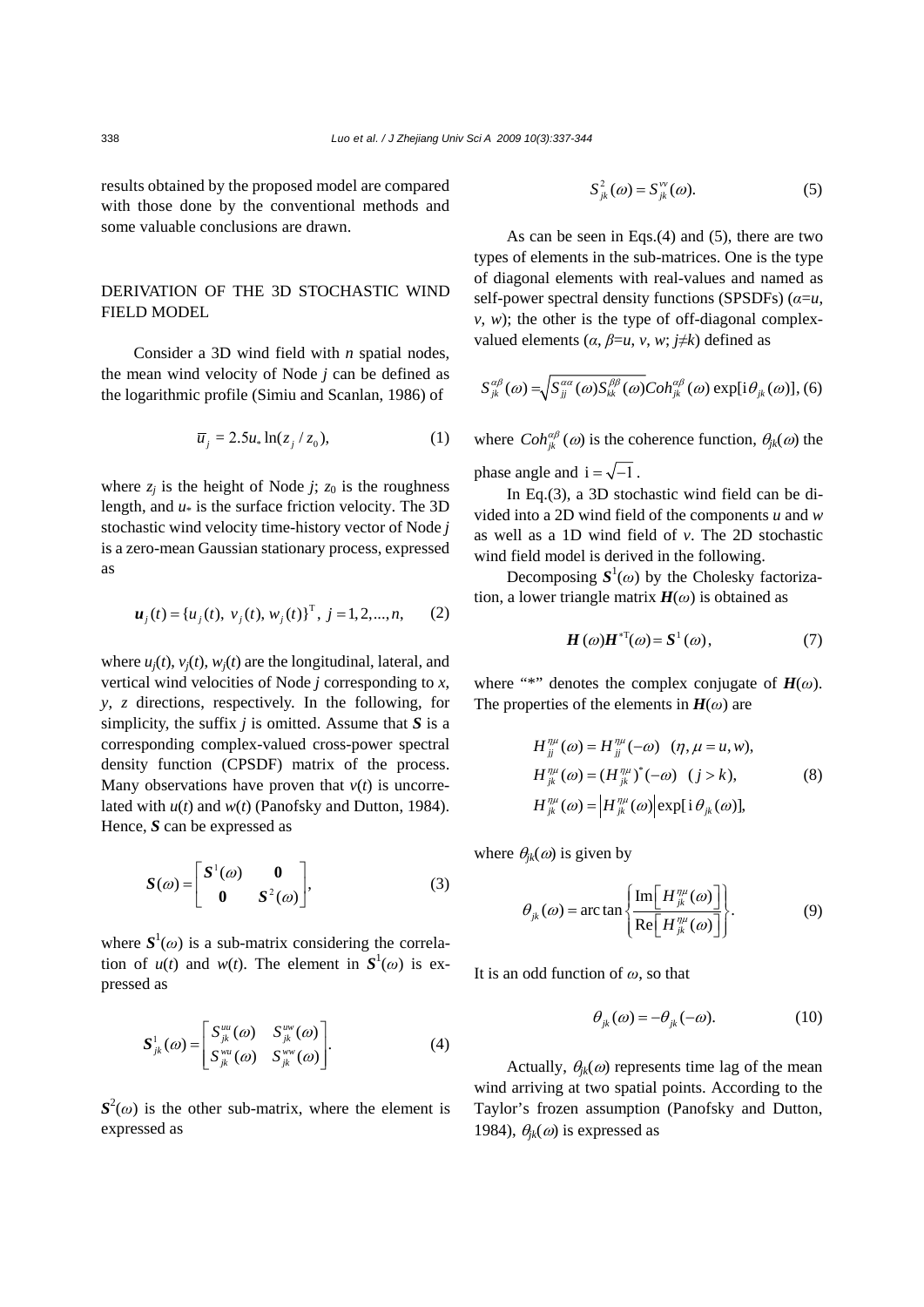results obtained by the proposed model are compared with those done by the conventional methods and some valuable conclusions are drawn.

## DERIVATION OF THE 3D STOCHASTIC WIND FIELD MODEL

Consider a 3D wind field with $n$ spatial nodes, the mean wind velocity of Node $j$ can be defined as the logarithmic profile (Simiu and Scanlan, 1986) of

$$\bar{u}_j = 2.5u_* \ln(z_j / z_0), \tag{1}$$

where $z_j$ is the height of Node $j$; $z_0$ is the roughness length, and $u_*$ is the surface friction velocity. The 3D stochastic wind velocity time-history vector of Node $j$ is a zero-mean Gaussian stationary process, expressed as

$$\boldsymbol{u}_j(t) = \{u_j(t),\ v_j(t),\ w_j(t)\}^{\mathrm{T}},\ j = 1, 2, ..., n, \tag{2}$$

where $u_j(t)$, $v_j(t)$, $w_j(t)$ are the longitudinal, lateral, and vertical wind velocities of Node $j$ corresponding to $x$, $y$, $z$ directions, respectively. In the following, for simplicity, the suffix $j$ is omitted. Assume that $\boldsymbol{S}$ is a corresponding complex-valued cross-power spectral density function (CPSDF) matrix of the process. Many observations have proven that $v(t)$ is uncorrelated with $u(t)$ and $w(t)$ (Panofsky and Dutton, 1984). Hence, $\boldsymbol{S}$ can be expressed as

$$\boldsymbol{S}(\omega) = \begin{bmatrix} \boldsymbol{S}^1(\omega) & \boldsymbol{0} \\ \boldsymbol{0} & \boldsymbol{S}^2(\omega) \end{bmatrix}, \tag{3}$$

where $\boldsymbol{S}^1(\omega)$ is a sub-matrix considering the correlation of $u(t)$ and $w(t)$. The element in $\boldsymbol{S}^1(\omega)$ is expressed as

$$\boldsymbol{S}^1_{jk}(\omega) = \begin{bmatrix} S^{uu}_{jk}(\omega) & S^{uw}_{jk}(\omega) \\ S^{wu}_{jk}(\omega) & S^{ww}_{jk}(\omega) \end{bmatrix}. \tag{4}$$

$\boldsymbol{S}^2(\omega)$ is the other sub-matrix, where the element is expressed as

$$S^2_{jk}(\omega) = S^{vv}_{jk}(\omega). \tag{5}$$

As can be seen in Eqs.(4) and (5), there are two types of elements in the sub-matrices. One is the type of diagonal elements with real-values and named as self-power spectral density functions (SPSDFs) ($\alpha=u$, $v$, $w$); the other is the type of off-diagonal complex-valued elements ($\alpha$, $\beta=u$, $v$, $w$; $j \neq k$) defined as

$$S^{\alpha\beta}_{jk}(\omega) = \sqrt{S^{\alpha\alpha}_{jj}(\omega) S^{\beta\beta}_{kk}(\omega)} Coh^{\alpha\beta}_{jk}(\omega) \exp[\mathrm{i}\theta_{jk}(\omega)], \tag{6}$$

where $Coh^{\alpha\beta}_{jk}(\omega)$ is the coherence function, $\theta_{jk}(\omega)$ the phase angle and $\mathrm{i} = \sqrt{-1}$.

In Eq.(3), a 3D stochastic wind field can be divided into a 2D wind field of the components $u$ and $w$ as well as a 1D wind field of $v$. The 2D stochastic wind field model is derived in the following.

Decomposing $\boldsymbol{S}^1(\omega)$ by the Cholesky factorization, a lower triangle matrix $\boldsymbol{H}(\omega)$ is obtained as

$$\boldsymbol{H}(\omega)\boldsymbol{H}^{*\mathrm{T}}(\omega) = \boldsymbol{S}^1(\omega), \tag{7}$$

where "*" denotes the complex conjugate of $\boldsymbol{H}(\omega)$. The properties of the elements in $\boldsymbol{H}(\omega)$ are

$$\begin{aligned} &H^{\eta\mu}_{jj}(\omega) = H^{\eta\mu}_{jj}(-\omega) \quad (\eta, \mu = u, w), \\ &H^{\eta\mu}_{jk}(\omega) = (H^{\eta\mu}_{jk})^*(-\omega) \quad (j > k), \\ &H^{\eta\mu}_{jk}(\omega) = \left|H^{\eta\mu}_{jk}(\omega)\right| \exp[\mathrm{i}\,\theta_{jk}(\omega)], \end{aligned} \tag{8}$$

where $\theta_{jk}(\omega)$ is given by

$$\theta_{jk}(\omega) = \arctan\left\{\frac{\mathrm{Im}\left[H^{\eta\mu}_{jk}(\omega)\right]}{\mathrm{Re}\left[H^{\eta\mu}_{jk}(\omega)\right]}\right\}. \tag{9}$$

It is an odd function of $\omega$, so that

$$\theta_{jk}(\omega) = -\theta_{jk}(-\omega). \tag{10}$$

Actually, $\theta_{jk}(\omega)$ represents time lag of the mean wind arriving at two spatial points. According to the Taylor's frozen assumption (Panofsky and Dutton, 1984), $\theta_{jk}(\omega)$ is expressed as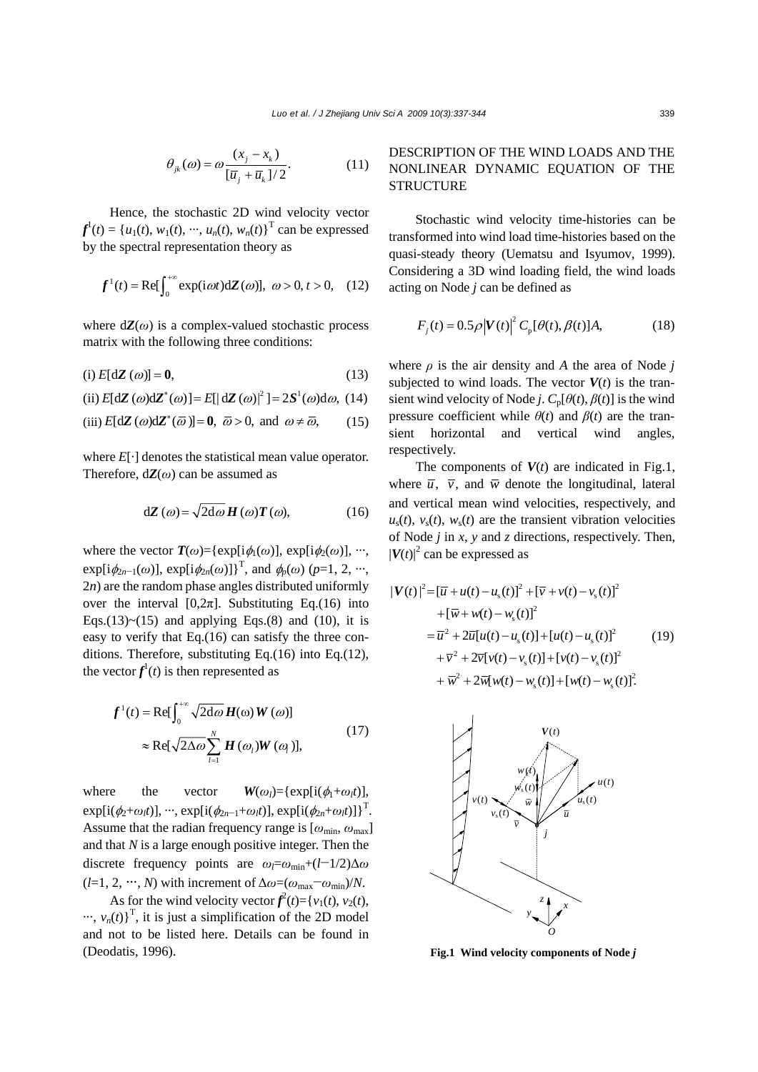$$\theta_{jk}(\omega) = \omega \frac{(x_j - x_k)}{[\overline{u}_j + \overline{u}_k]/2}. \tag{11}$$

Hence, the stochastic 2D wind velocity vector $\boldsymbol{f}^1(t) = \{u_1(t), w_1(t), \cdots, u_n(t), w_n(t)\}^{\mathrm{T}}$ can be expressed by the spectral representation theory as

$$\boldsymbol{f}^1(t) = \mathrm{Re}[\int_0^{+\infty} \exp(\mathrm{i}\omega t)\mathrm{d}\boldsymbol{Z}(\omega)],\ \omega > 0, t > 0, \tag{12}$$

where $\mathrm{d}\boldsymbol{Z}(\omega)$ is a complex-valued stochastic process matrix with the following three conditions:

$$\text{(i) } E[\mathrm{d}\boldsymbol{Z}(\omega)] = \boldsymbol{0}, \tag{13}$$

$$\text{(ii) } E[\mathrm{d}\boldsymbol{Z}(\omega)\mathrm{d}\boldsymbol{Z}^*(\omega)] = E[|\mathrm{d}\boldsymbol{Z}(\omega)|^2] = 2\boldsymbol{S}^1(\omega)\mathrm{d}\omega, \tag{14}$$

$$\text{(iii) } E[\mathrm{d}\boldsymbol{Z}(\omega)\mathrm{d}\boldsymbol{Z}^*(\overline{\omega})] = \boldsymbol{0},\ \overline{\omega} > 0, \text{ and } \omega \neq \overline{\omega}, \tag{15}$$

where $E[\cdot]$ denotes the statistical mean value operator. Therefore, $\mathrm{d}\boldsymbol{Z}(\omega)$ can be assumed as

$$\mathrm{d}\boldsymbol{Z}(\omega) = \sqrt{2\mathrm{d}\omega}\,\boldsymbol{H}(\omega)\boldsymbol{T}(\omega), \tag{16}$$

where the vector $\boldsymbol{T}(\omega)=\{\exp[\mathrm{i}\phi_1(\omega)], \exp[\mathrm{i}\phi_2(\omega)], \cdots, \exp[\mathrm{i}\phi_{2n-1}(\omega)], \exp[\mathrm{i}\phi_{2n}(\omega)]\}^{\mathrm{T}}$, and $\phi_p(\omega)$ ($p$=1, 2, ⋯, $2n$) are the random phase angles distributed uniformly over the interval $[0,2\pi]$. Substituting Eq.(16) into Eqs.(13)~(15) and applying Eqs.(8) and (10), it is easy to verify that Eq.(16) can satisfy the three conditions. Therefore, substituting Eq.(16) into Eq.(12), the vector $\boldsymbol{f}^1(t)$ is then represented as

$$\begin{aligned}\boldsymbol{f}^1(t) &= \mathrm{Re}[\int_0^{+\infty} \sqrt{2\mathrm{d}\omega}\,\boldsymbol{H}(\omega)\boldsymbol{W}(\omega)] \\ &\approx \mathrm{Re}[\sqrt{2\Delta\omega}\sum_{l=1}^{N} \boldsymbol{H}(\omega_l)\boldsymbol{W}(\omega_l)],\end{aligned} \tag{17}$$

where the vector $\boldsymbol{W}(\omega_l)=\{\exp[\mathrm{i}(\phi_1+\omega_l t)], \exp[\mathrm{i}(\phi_2+\omega_l t)], \cdots, \exp[\mathrm{i}(\phi_{2n-1}+\omega_l t)], \exp[\mathrm{i}(\phi_{2n}+\omega_l t)]\}^{\mathrm{T}}$. Assume that the radian frequency range is $[\omega_{\min}, \omega_{\max}]$ and that $N$ is a large enough positive integer. Then the discrete frequency points are $\omega_l=\omega_{\min}+(l-1/2)\Delta\omega$ ($l$=1, 2, ⋯, $N$) with increment of $\Delta\omega=(\omega_{\max}-\omega_{\min})/N$.

As for the wind velocity vector $\boldsymbol{f}^2(t)=\{v_1(t), v_2(t), \cdots, v_n(t)\}^{\mathrm{T}}$, it is just a simplification of the 2D model and not to be listed here. Details can be found in (Deodatis, 1996).

## DESCRIPTION OF THE WIND LOADS AND THE NONLINEAR DYNAMIC EQUATION OF THE STRUCTURE

Stochastic wind velocity time-histories can be transformed into wind load time-histories based on the quasi-steady theory (Uematsu and Isyumov, 1999). Considering a 3D wind loading field, the wind loads acting on Node $j$ can be defined as

$$F_j(t) = 0.5\rho\left|\boldsymbol{V}(t)\right|^2 C_{\mathrm{p}}[\theta(t), \beta(t)]A, \tag{18}$$

where $\rho$ is the air density and $A$ the area of Node $j$ subjected to wind loads. The vector $\boldsymbol{V}(t)$ is the transient wind velocity of Node $j$. $C_{\mathrm{p}}[\theta(t), \beta(t)]$ is the wind pressure coefficient while $\theta(t)$ and $\beta(t)$ are the transient horizontal and vertical wind angles, respectively.

The components of $\boldsymbol{V}(t)$ are indicated in Fig.1, where $\overline{u}$, $\overline{v}$, and $\overline{w}$ denote the longitudinal, lateral and vertical mean wind velocities, respectively, and $u_{\mathrm{s}}(t)$, $v_{\mathrm{s}}(t)$, $w_{\mathrm{s}}(t)$ are the transient vibration velocities of Node $j$ in $x$, $y$ and $z$ directions, respectively. Then, $|\boldsymbol{V}(t)|^2$ can be expressed as

$$\begin{aligned}|\boldsymbol{V}(t)|^2 &= [\overline{u} + u(t) - u_{\mathrm{s}}(t)]^2 + [\overline{v} + v(t) - v_{\mathrm{s}}(t)]^2 \\ &\quad + [\overline{w} + w(t) - w_{\mathrm{s}}(t)]^2 \\ &= \overline{u}^2 + 2\overline{u}[u(t) - u_{\mathrm{s}}(t)] + [u(t) - u_{\mathrm{s}}(t)]^2 \\ &\quad + \overline{v}^2 + 2\overline{v}[v(t) - v_{\mathrm{s}}(t)] + [v(t) - v_{\mathrm{s}}(t)]^2 \\ &\quad + \overline{w}^2 + 2\overline{w}[w(t) - w_{\mathrm{s}}(t)] + [w(t) - w_{\mathrm{s}}(t)]^2.\end{aligned} \tag{19}$$

**Fig.1 Wind velocity components of Node *j***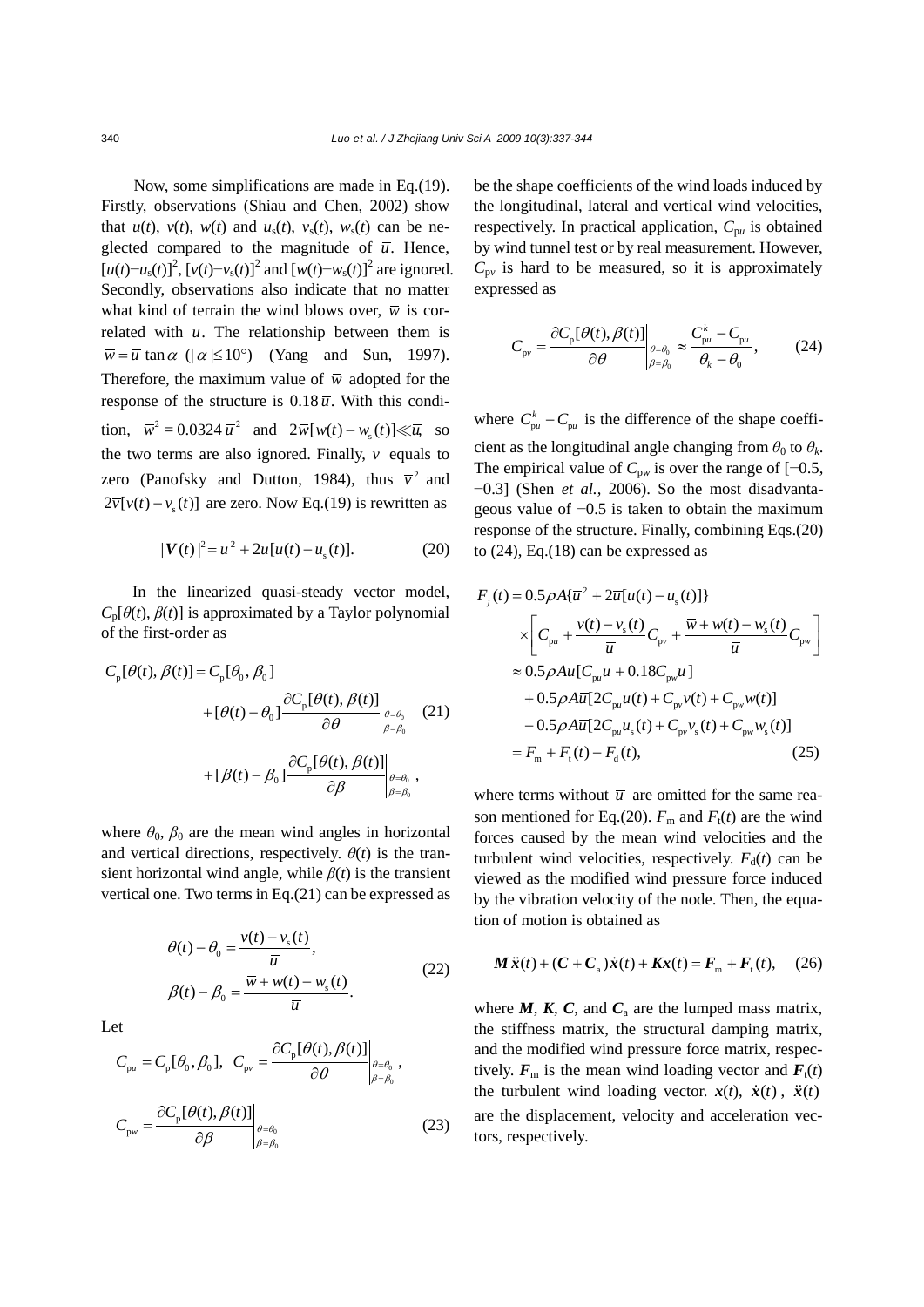Now, some simplifications are made in Eq.(19). Firstly, observations (Shiau and Chen, 2002) show that $u(t)$, $v(t)$, $w(t)$ and $u_s(t)$, $v_s(t)$, $w_s(t)$ can be neglected compared to the magnitude of $\overline{u}$. Hence, $[u(t)-u_s(t)]^2$, $[v(t)-v_s(t)]^2$ and $[w(t)-w_s(t)]^2$ are ignored. Secondly, observations also indicate that no matter what kind of terrain the wind blows over, $\overline{w}$ is correlated with $\overline{u}$. The relationship between them is $\overline{w}=\overline{u}\tan\alpha$ ($|\alpha|\leq 10°$) (Yang and Sun, 1997). Therefore, the maximum value of $\overline{w}$ adopted for the response of the structure is $0.18\overline{u}$. With this condition, $\overline{w}^2=0.0324\overline{u}^2$ and $2\overline{w}[w(t)-w_s(t)]\ll\overline{u}$, so the two terms are also ignored. Finally, $\overline{v}$ equals to zero (Panofsky and Dutton, 1984), thus $\overline{v}^2$ and $2\overline{v}[v(t)-v_s(t)]$ are zero. Now Eq.(19) is rewritten as

$$|\boldsymbol{V}(t)|^2=\overline{u}^2+2\overline{u}[u(t)-u_s(t)]. \tag{20}$$

In the linearized quasi-steady vector model, $C_p[\theta(t),\beta(t)]$ is approximated by a Taylor polynomial of the first-order as

$$\begin{aligned}C_p[\theta(t),\beta(t)]&=C_p[\theta_0,\beta_0]\\&\quad+[\theta(t)-\theta_0]\left.\frac{\partial C_p[\theta(t),\beta(t)]}{\partial\theta}\right|_{\substack{\theta=\theta_0\\ \beta=\beta_0}}\\&\quad+[\beta(t)-\beta_0]\left.\frac{\partial C_p[\theta(t),\beta(t)]}{\partial\beta}\right|_{\substack{\theta=\theta_0\\ \beta=\beta_0}},\end{aligned} \tag{21}$$

where $\theta_0$, $\beta_0$ are the mean wind angles in horizontal and vertical directions, respectively. $\theta(t)$ is the transient horizontal wind angle, while $\beta(t)$ is the transient vertical one. Two terms in Eq.(21) can be expressed as

$$\begin{aligned}\theta(t)-\theta_0&=\frac{v(t)-v_s(t)}{\overline{u}},\\ \beta(t)-\beta_0&=\frac{\overline{w}+w(t)-w_s(t)}{\overline{u}}.\end{aligned} \tag{22}$$

Let

$$C_{pu}=C_p[\theta_0,\beta_0],\quad C_{pv}=\left.\frac{\partial C_p[\theta(t),\beta(t)]}{\partial\theta}\right|_{\substack{\theta=\theta_0\\ \beta=\beta_0}},$$

$$C_{pw}=\left.\frac{\partial C_p[\theta(t),\beta(t)]}{\partial\beta}\right|_{\substack{\theta=\theta_0\\ \beta=\beta_0}} \tag{23}$$

be the shape coefficients of the wind loads induced by the longitudinal, lateral and vertical wind velocities, respectively. In practical application, $C_{pu}$ is obtained by wind tunnel test or by real measurement. However, $C_{pv}$ is hard to be measured, so it is approximately expressed as

$$C_{pv}=\left.\frac{\partial C_p[\theta(t),\beta(t)]}{\partial\theta}\right|_{\substack{\theta=\theta_0\\ \beta=\beta_0}}\approx\frac{C_{pu}^k-C_{pu}}{\theta_k-\theta_0}, \tag{24}$$

where $C_{pu}^k-C_{pu}$ is the difference of the shape coefficient as the longitudinal angle changing from $\theta_0$ to $\theta_k$. The empirical value of $C_{pw}$ is over the range of [−0.5, −0.3] (Shen *et al.*, 2006). So the most disadvantageous value of −0.5 is taken to obtain the maximum response of the structure. Finally, combining Eqs.(20) to (24), Eq.(18) can be expressed as

$$\begin{aligned}F_j(t)&=0.5\rho A\{\overline{u}^2+2\overline{u}[u(t)-u_s(t)]\}\\&\quad\times\left[C_{pu}+\frac{v(t)-v_s(t)}{\overline{u}}C_{pv}+\frac{\overline{w}+w(t)-w_s(t)}{\overline{u}}C_{pw}\right]\\&\approx0.5\rho A\overline{u}[C_{pu}\overline{u}+0.18C_{pw}\overline{u}]\\&\quad+0.5\rho A\overline{u}[2C_{pu}u(t)+C_{pv}v(t)+C_{pw}w(t)]\\&\quad-0.5\rho A\overline{u}[2C_{pu}u_s(t)+C_{pv}v_s(t)+C_{pw}w_s(t)]\\&=F_m+F_t(t)-F_d(t),\end{aligned} \tag{25}$$

where terms without $\overline{u}$ are omitted for the same reason mentioned for Eq.(20). $F_m$ and $F_t(t)$ are the wind forces caused by the mean wind velocities and the turbulent wind velocities, respectively. $F_d(t)$ can be viewed as the modified wind pressure force induced by the vibration velocity of the node. Then, the equation of motion is obtained as

$$\boldsymbol{M}\ddot{\boldsymbol{x}}(t)+(\boldsymbol{C}+\boldsymbol{C}_a)\dot{\boldsymbol{x}}(t)+\boldsymbol{K}\boldsymbol{x}(t)=\boldsymbol{F}_m+\boldsymbol{F}_t(t), \tag{26}$$

where $\boldsymbol{M}$, $\boldsymbol{K}$, $\boldsymbol{C}$, and $\boldsymbol{C}_a$ are the lumped mass matrix, the stiffness matrix, the structural damping matrix, and the modified wind pressure force matrix, respectively. $\boldsymbol{F}_m$ is the mean wind loading vector and $\boldsymbol{F}_t(t)$ the turbulent wind loading vector. $\boldsymbol{x}(t)$, $\dot{\boldsymbol{x}}(t)$, $\ddot{\boldsymbol{x}}(t)$ are the displacement, velocity and acceleration vectors, respectively.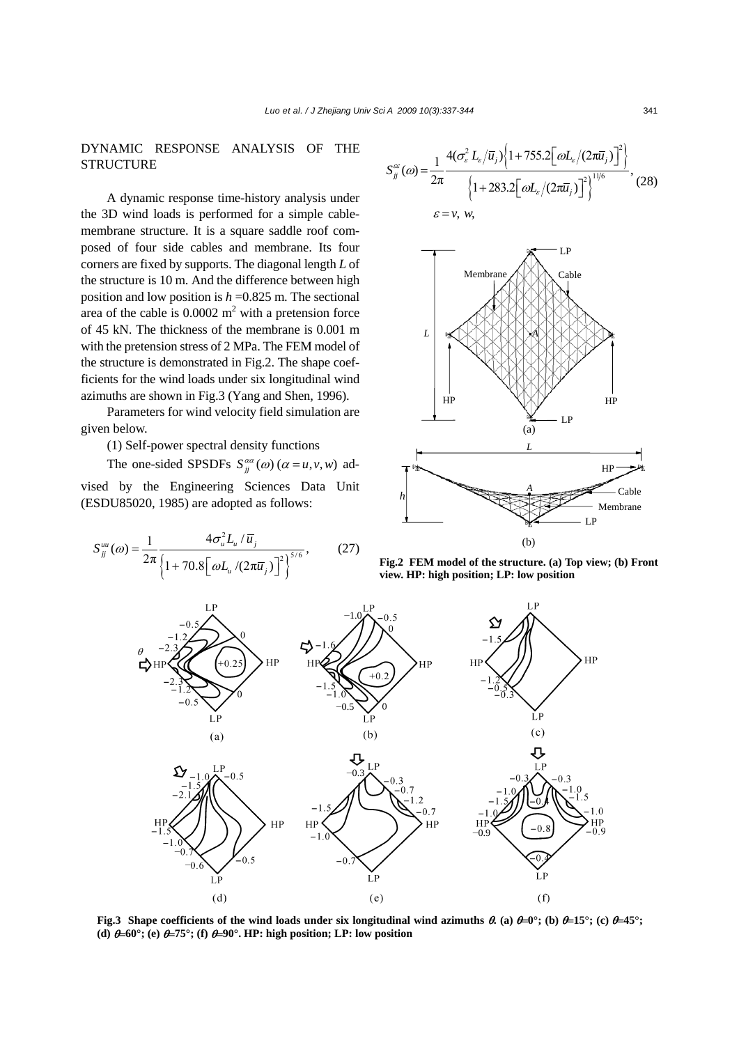## DYNAMIC RESPONSE ANALYSIS OF THE STRUCTURE

A dynamic response time-history analysis under the 3D wind loads is performed for a simple cable-membrane structure. It is a square saddle roof composed of four side cables and membrane. Its four corners are fixed by supports. The diagonal length $L$ of the structure is 10 m. And the difference between high position and low position is $h$ =0.825 m. The sectional area of the cable is 0.0002 m$^2$ with a pretension force of 45 kN. The thickness of the membrane is 0.001 m with the pretension stress of 2 MPa. The FEM model of the structure is demonstrated in Fig.2. The shape coefficients for the wind loads under six longitudinal wind azimuths are shown in Fig.3 (Yang and Shen, 1996).

Parameters for wind velocity field simulation are given below.

(1) Self-power spectral density functions

The one-sided SPSDFs $S_{jj}^{\alpha\alpha}(\omega)\ (\alpha = u, v, w)$ advised by the Engineering Sciences Data Unit (ESDU85020, 1985) are adopted as follows:

$$S_{jj}^{uu}(\omega) = \frac{1}{2\pi} \frac{4\sigma_u^2 L_u / \bar{u}_j}{\left\{1 + 70.8\left[\omega L_u / (2\pi \bar{u}_j)\right]^2\right\}^{5/6}}, \qquad (27)$$

$$S_{jj}^{\varepsilon\varepsilon}(\omega) = \frac{1}{2\pi} \frac{4(\sigma_\varepsilon^2 L_\varepsilon / \bar{u}_j)\left\{1 + 755.2\left[\omega L_\varepsilon / (2\pi \bar{u}_j)\right]^2\right\}}{\left\{1 + 283.2\left[\omega L_\varepsilon / (2\pi \bar{u}_j)\right]^2\right\}^{11/6}}, \qquad (28)$$

$\varepsilon = v,\ w,$

**Fig.2 FEM model of the structure. (a) Top view; (b) Front view. HP: high position; LP: low position**

**Fig.3 Shape coefficients of the wind loads under six longitudinal wind azimuths $\theta$. (a) $\theta$=0°; (b) $\theta$=15°; (c) $\theta$=45°; (d) $\theta$=60°; (e) $\theta$=75°; (f) $\theta$=90°. HP: high position; LP: low position**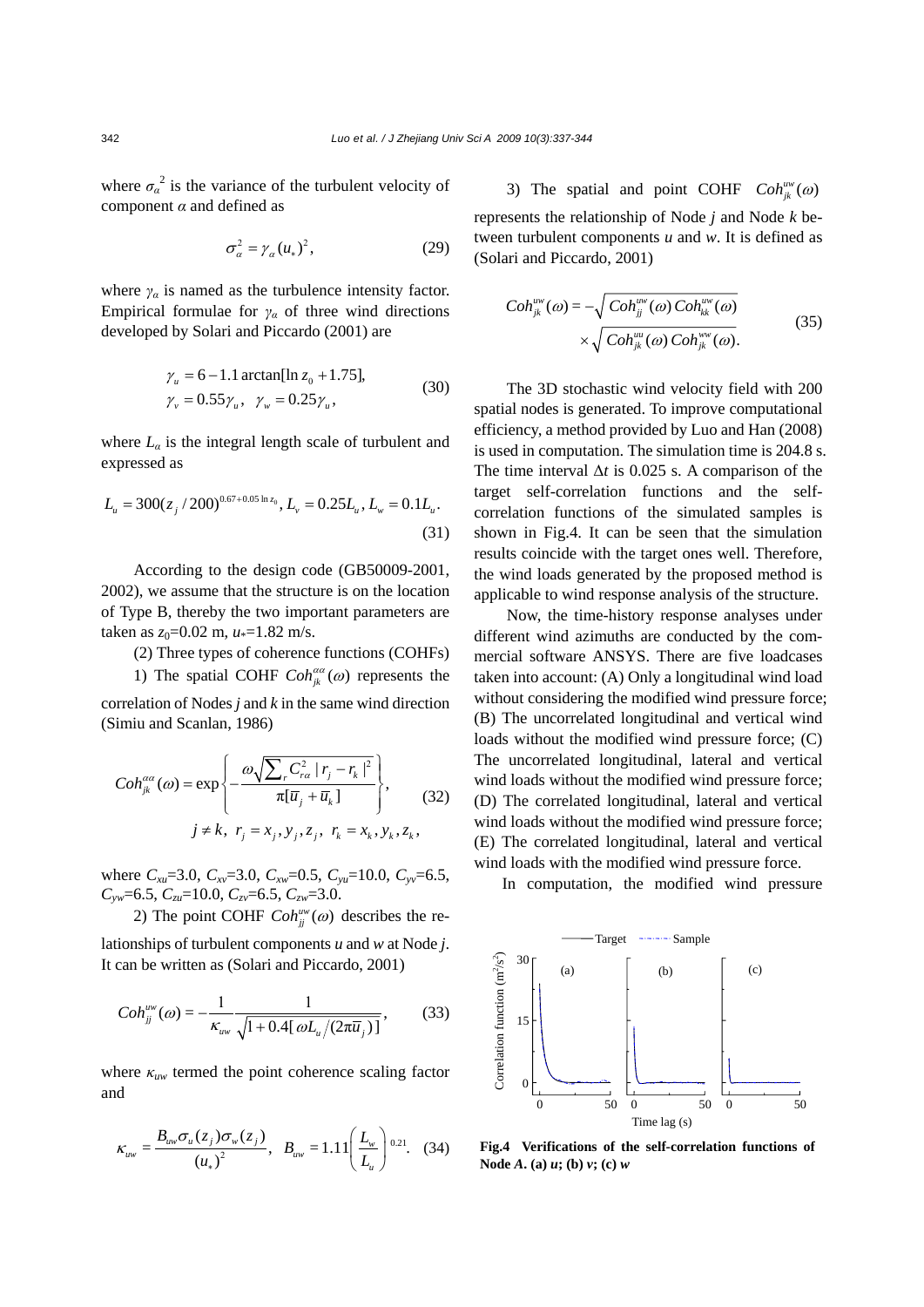where $\sigma_\alpha^2$ is the variance of the turbulent velocity of component $\alpha$ and defined as

$$\sigma_\alpha^2 = \gamma_\alpha (u_*)^2, \tag{29}$$

where $\gamma_\alpha$ is named as the turbulence intensity factor. Empirical formulae for $\gamma_\alpha$ of three wind directions developed by Solari and Piccardo (2001) are

$$\begin{aligned} &\gamma_u = 6 - 1.1\arctan[\ln z_0 + 1.75], \\ &\gamma_v = 0.55\gamma_u, \ \ \gamma_w = 0.25\gamma_u, \end{aligned} \tag{30}$$

where $L_\alpha$ is the integral length scale of turbulent and expressed as

$$L_u = 300(z_j / 200)^{0.67+0.05\ln z_0}, L_v = 0.25L_u, L_w = 0.1L_u. \tag{31}$$

According to the design code (GB50009-2001, 2002), we assume that the structure is on the location of Type B, thereby the two important parameters are taken as $z_0$=0.02 m, $u_*$=1.82 m/s.

(2) Three types of coherence functions (COHFs)

1) The spatial COHF $Coh_{jk}^{\alpha\alpha}(\omega)$ represents the correlation of Nodes $j$ and $k$ in the same wind direction (Simiu and Scanlan, 1986)

$$Coh_{jk}^{\alpha\alpha}(\omega) = \exp\left\{-\frac{\omega\sqrt{\sum_r C_{r\alpha}^2 \mid r_j - r_k \mid^2}}{\pi[\overline{u}_j + \overline{u}_k]}\right\}, \tag{32}$$
$$j \neq k, \ r_j = x_j, y_j, z_j, \ r_k = x_k, y_k, z_k,$$

where $C_{xu}$=3.0, $C_{xv}$=3.0, $C_{xw}$=0.5, $C_{yu}$=10.0, $C_{yv}$=6.5, $C_{yw}$=6.5, $C_{zu}$=10.0, $C_{zv}$=6.5, $C_{zw}$=3.0.

2) The point COHF $Coh_{jj}^{uw}(\omega)$ describes the relationships of turbulent components $u$ and $w$ at Node $j$. It can be written as (Solari and Piccardo, 2001)

$$Coh_{jj}^{uw}(\omega) = -\frac{1}{\kappa_{uw}}\frac{1}{\sqrt{1+0.4[\omega L_u/(2\pi\overline{u}_j)]}}, \tag{33}$$

where $\kappa_{uw}$ termed the point coherence scaling factor and

$$\kappa_{uw} = \frac{B_{uw}\sigma_u(z_j)\sigma_w(z_j)}{(u_*)^2}, \ \ B_{uw} = 1.11\left(\frac{L_w}{L_u}\right)^{0.21}. \tag{34}$$

3) The spatial and point COHF $Coh_{jk}^{uw}(\omega)$ represents the relationship of Node $j$ and Node $k$ between turbulent components $u$ and $w$. It is defined as (Solari and Piccardo, 2001)

$$\begin{aligned} Coh_{jk}^{uw}(\omega) = &-\sqrt{Coh_{jj}^{uw}(\omega)\,Coh_{kk}^{uw}(\omega)} \\ &\times\sqrt{Coh_{jk}^{uu}(\omega)\,Coh_{jk}^{ww}(\omega)}. \end{aligned} \tag{35}$$

The 3D stochastic wind velocity field with 200 spatial nodes is generated. To improve computational efficiency, a method provided by Luo and Han (2008) is used in computation. The simulation time is 204.8 s. The time interval $\Delta t$ is 0.025 s. A comparison of the target self-correlation functions and the self-correlation functions of the simulated samples is shown in Fig.4. It can be seen that the simulation results coincide with the target ones well. Therefore, the wind loads generated by the proposed method is applicable to wind response analysis of the structure.

Now, the time-history response analyses under different wind azimuths are conducted by the commercial software ANSYS. There are five loadcases taken into account: (A) Only a longitudinal wind load without considering the modified wind pressure force; (B) The uncorrelated longitudinal and vertical wind loads without the modified wind pressure force; (C) The uncorrelated longitudinal, lateral and vertical wind loads without the modified wind pressure force; (D) The correlated longitudinal, lateral and vertical wind loads without the modified wind pressure force; (E) The correlated longitudinal, lateral and vertical wind loads with the modified wind pressure force.

In computation, the modified wind pressure

**Fig.4 Verifications of the self-correlation functions of Node $A$. (a) $u$; (b) $v$; (c) $w$**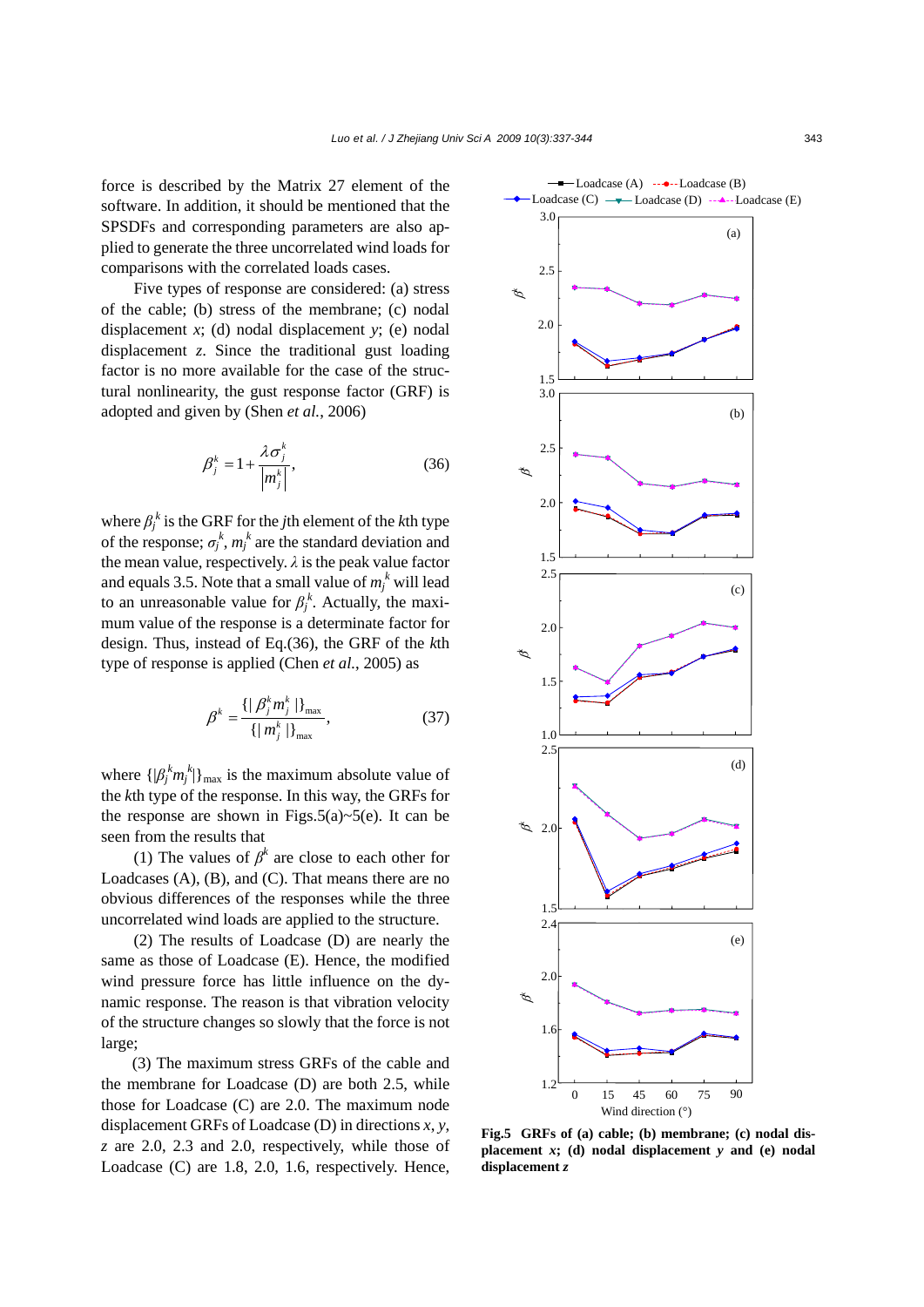force is described by the Matrix 27 element of the software. In addition, it should be mentioned that the SPSDFs and corresponding parameters are also applied to generate the three uncorrelated wind loads for comparisons with the correlated loads cases.

Five types of response are considered: (a) stress of the cable; (b) stress of the membrane; (c) nodal displacement *x*; (d) nodal displacement *y*; (e) nodal displacement *z*. Since the traditional gust loading factor is no more available for the case of the structural nonlinearity, the gust response factor (GRF) is adopted and given by (Shen *et al.*, 2006)

$$\beta_j^k = 1 + \frac{\lambda \sigma_j^k}{\left| m_j^k \right|}, \tag{36}$$

where $\beta_j^k$ is the GRF for the *j*th element of the *k*th type of the response; $\sigma_j^k$, $m_j^k$ are the standard deviation and the mean value, respectively. $\lambda$ is the peak value factor and equals 3.5. Note that a small value of $m_j^k$ will lead to an unreasonable value for $\beta_j^k$. Actually, the maximum value of the response is a determinate factor for design. Thus, instead of Eq.(36), the GRF of the *k*th type of response is applied (Chen *et al.*, 2005) as

$$\beta^k = \frac{\{|\beta_j^k m_j^k|\}_{\max}}{\{|m_j^k|\}_{\max}}, \tag{37}$$

where $\{|\beta_j^k m_j^k|\}_{\max}$ is the maximum absolute value of the *k*th type of the response. In this way, the GRFs for the response are shown in Figs.5(a)~5(e). It can be seen from the results that

(1) The values of $\beta^k$ are close to each other for Loadcases (A), (B), and (C). That means there are no obvious differences of the responses while the three uncorrelated wind loads are applied to the structure.

(2) The results of Loadcase (D) are nearly the same as those of Loadcase (E). Hence, the modified wind pressure force has little influence on the dynamic response. The reason is that vibration velocity of the structure changes so slowly that the force is not large;

(3) The maximum stress GRFs of the cable and the membrane for Loadcase (D) are both 2.5, while those for Loadcase (C) are 2.0. The maximum node displacement GRFs of Loadcase (D) in directions *x*, *y*, *z* are 2.0, 2.3 and 2.0, respectively, while those of Loadcase (C) are 1.8, 2.0, 1.6, respectively. Hence,

**Fig.5 GRFs of (a) cable; (b) membrane; (c) nodal displacement *x*; (d) nodal displacement *y* and (e) nodal displacement *z***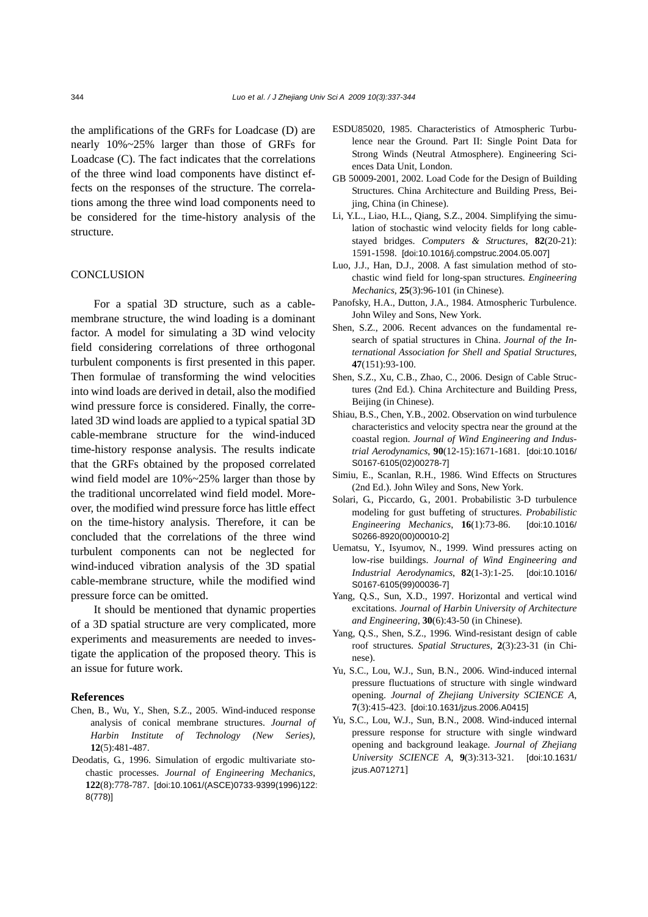the amplifications of the GRFs for Loadcase (D) are nearly 10%~25% larger than those of GRFs for Loadcase (C). The fact indicates that the correlations of the three wind load components have distinct effects on the responses of the structure. The correlations among the three wind load components need to be considered for the time-history analysis of the structure.

## CONCLUSION

For a spatial 3D structure, such as a cable-membrane structure, the wind loading is a dominant factor. A model for simulating a 3D wind velocity field considering correlations of three orthogonal turbulent components is first presented in this paper. Then formulae of transforming the wind velocities into wind loads are derived in detail, also the modified wind pressure force is considered. Finally, the correlated 3D wind loads are applied to a typical spatial 3D cable-membrane structure for the wind-induced time-history response analysis. The results indicate that the GRFs obtained by the proposed correlated wind field model are 10%~25% larger than those by the traditional uncorrelated wind field model. Moreover, the modified wind pressure force has little effect on the time-history analysis. Therefore, it can be concluded that the correlations of the three wind turbulent components can not be neglected for wind-induced vibration analysis of the 3D spatial cable-membrane structure, while the modified wind pressure force can be omitted.

It should be mentioned that dynamic properties of a 3D spatial structure are very complicated, more experiments and measurements are needed to investigate the application of the proposed theory. This is an issue for future work.

## References

Chen, B., Wu, Y., Shen, S.Z., 2005. Wind-induced response analysis of conical membrane structures. *Journal of Harbin Institute of Technology (New Series)*, **12**(5):481-487.

Deodatis, G., 1996. Simulation of ergodic multivariate stochastic processes. *Journal of Engineering Mechanics*, **122**(8):778-787. [doi:10.1061/(ASCE)0733-9399(1996)122:8(778)]

ESDU85020, 1985. Characteristics of Atmospheric Turbulence near the Ground. Part II: Single Point Data for Strong Winds (Neutral Atmosphere). Engineering Sciences Data Unit, London.

GB 50009-2001, 2002. Load Code for the Design of Building Structures. China Architecture and Building Press, Beijing, China (in Chinese).

Li, Y.L., Liao, H.L., Qiang, S.Z., 2004. Simplifying the simulation of stochastic wind velocity fields for long cable-stayed bridges. *Computers & Structures*, **82**(20-21):1591-1598. [doi:10.1016/j.compstruc.2004.05.007]

Luo, J.J., Han, D.J., 2008. A fast simulation method of stochastic wind field for long-span structures. *Engineering Mechanics*, **25**(3):96-101 (in Chinese).

Panofsky, H.A., Dutton, J.A., 1984. Atmospheric Turbulence. John Wiley and Sons, New York.

Shen, S.Z., 2006. Recent advances on the fundamental research of spatial structures in China. *Journal of the International Association for Shell and Spatial Structures*, **47**(151):93-100.

Shen, S.Z., Xu, C.B., Zhao, C., 2006. Design of Cable Structures (2nd Ed.). China Architecture and Building Press, Beijing (in Chinese).

Shiau, B.S., Chen, Y.B., 2002. Observation on wind turbulence characteristics and velocity spectra near the ground at the coastal region. *Journal of Wind Engineering and Industrial Aerodynamics*, **90**(12-15):1671-1681. [doi:10.1016/S0167-6105(02)00278-7]

Simiu, E., Scanlan, R.H., 1986. Wind Effects on Structures (2nd Ed.). John Wiley and Sons, New York.

Solari, G., Piccardo, G., 2001. Probabilistic 3-D turbulence modeling for gust buffeting of structures. *Probabilistic Engineering Mechanics*, **16**(1):73-86. [doi:10.1016/S0266-8920(00)00010-2]

Uematsu, Y., Isyumov, N., 1999. Wind pressures acting on low-rise buildings. *Journal of Wind Engineering and Industrial Aerodynamics*, **82**(1-3):1-25. [doi:10.1016/S0167-6105(99)00036-7]

Yang, Q.S., Sun, X.D., 1997. Horizontal and vertical wind excitations. *Journal of Harbin University of Architecture and Engineering*, **30**(6):43-50 (in Chinese).

Yang, Q.S., Shen, S.Z., 1996. Wind-resistant design of cable roof structures. *Spatial Structures*, **2**(3):23-31 (in Chinese).

Yu, S.C., Lou, W.J., Sun, B.N., 2006. Wind-induced internal pressure fluctuations of structure with single windward opening. *Journal of Zhejiang University SCIENCE A*, **7**(3):415-423. [doi:10.1631/jzus.2006.A0415]

Yu, S.C., Lou, W.J., Sun, B.N., 2008. Wind-induced internal pressure response for structure with single windward opening and background leakage. *Journal of Zhejiang University SCIENCE A*, **9**(3):313-321. [doi:10.1631/jzus.A071271]